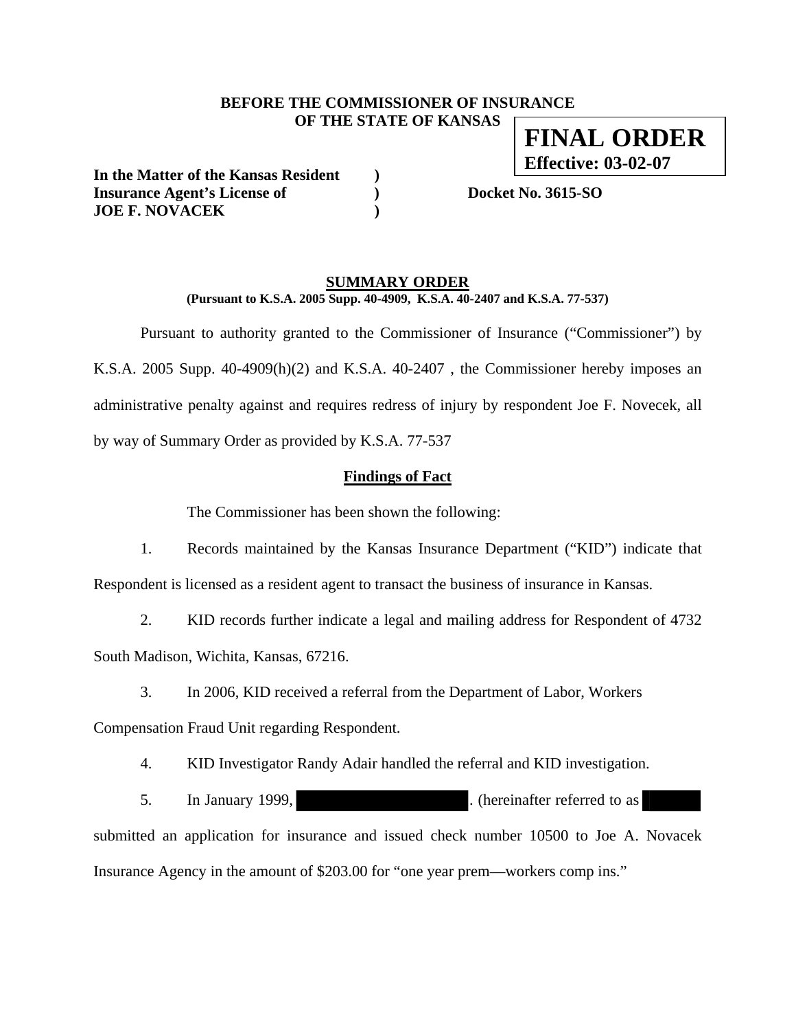**BEFORE THE COMMISSIONER OF INSURANCE**
**OF THE STATE OF KANSAS**

**FINAL ORDER**
**Effective: 03-02-07**

**In the Matter of the Kansas Resident )**
**Insurance Agent's License of ) Docket No. 3615-SO**
**JOE F. NOVACEK )**

## SUMMARY ORDER

**(Pursuant to K.S.A. 2005 Supp. 40-4909, K.S.A. 40-2407 and K.S.A. 77-537)**

Pursuant to authority granted to the Commissioner of Insurance ("Commissioner") by K.S.A. 2005 Supp. 40-4909(h)(2) and K.S.A. 40-2407 , the Commissioner hereby imposes an administrative penalty against and requires redress of injury by respondent Joe F. Novecek, all by way of Summary Order as provided by K.S.A. 77-537

### Findings of Fact

The Commissioner has been shown the following:

1. Records maintained by the Kansas Insurance Department ("KID") indicate that Respondent is licensed as a resident agent to transact the business of insurance in Kansas.

2. KID records further indicate a legal and mailing address for Respondent of 4732 South Madison, Wichita, Kansas, 67216.

3. In 2006, KID received a referral from the Department of Labor, Workers Compensation Fraud Unit regarding Respondent.

4. KID Investigator Randy Adair handled the referral and KID investigation.

5. In January 1999, [REDACTED]. (hereinafter referred to as [REDACTED] submitted an application for insurance and issued check number 10500 to Joe A. Novacek Insurance Agency in the amount of $203.00 for "one year prem—workers comp ins."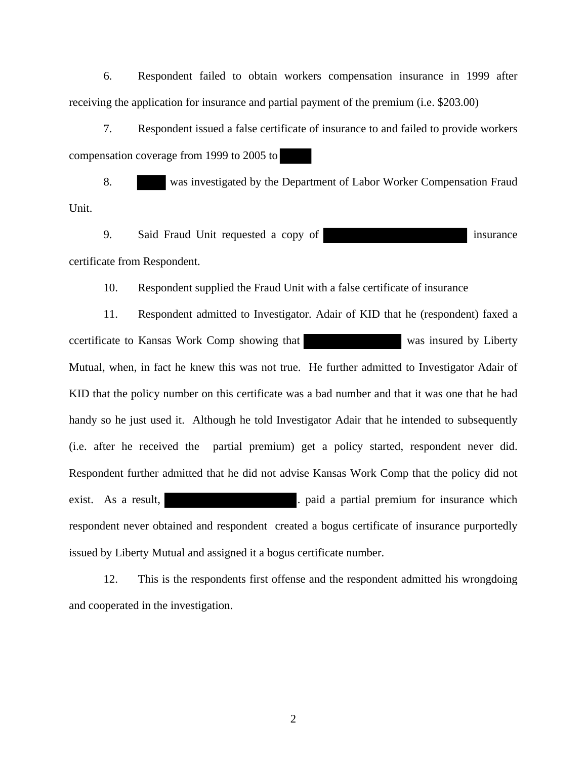6. Respondent failed to obtain workers compensation insurance in 1999 after receiving the application for insurance and partial payment of the premium (i.e. $203.00)

7. Respondent issued a false certificate of insurance to and failed to provide workers compensation coverage from 1999 to 2005 to [REDACTED]

8. [REDACTED] was investigated by the Department of Labor Worker Compensation Fraud Unit.

9. Said Fraud Unit requested a copy of [REDACTED] insurance certificate from Respondent.

10. Respondent supplied the Fraud Unit with a false certificate of insurance

11. Respondent admitted to Investigator. Adair of KID that he (respondent) faxed a ccertificate to Kansas Work Comp showing that [REDACTED] was insured by Liberty Mutual, when, in fact he knew this was not true. He further admitted to Investigator Adair of KID that the policy number on this certificate was a bad number and that it was one that he had handy so he just used it. Although he told Investigator Adair that he intended to subsequently (i.e. after he received the partial premium) get a policy started, respondent never did. Respondent further admitted that he did not advise Kansas Work Comp that the policy did not exist. As a result, [REDACTED]. paid a partial premium for insurance which respondent never obtained and respondent created a bogus certificate of insurance purportedly issued by Liberty Mutual and assigned it a bogus certificate number.

12. This is the respondents first offense and the respondent admitted his wrongdoing and cooperated in the investigation.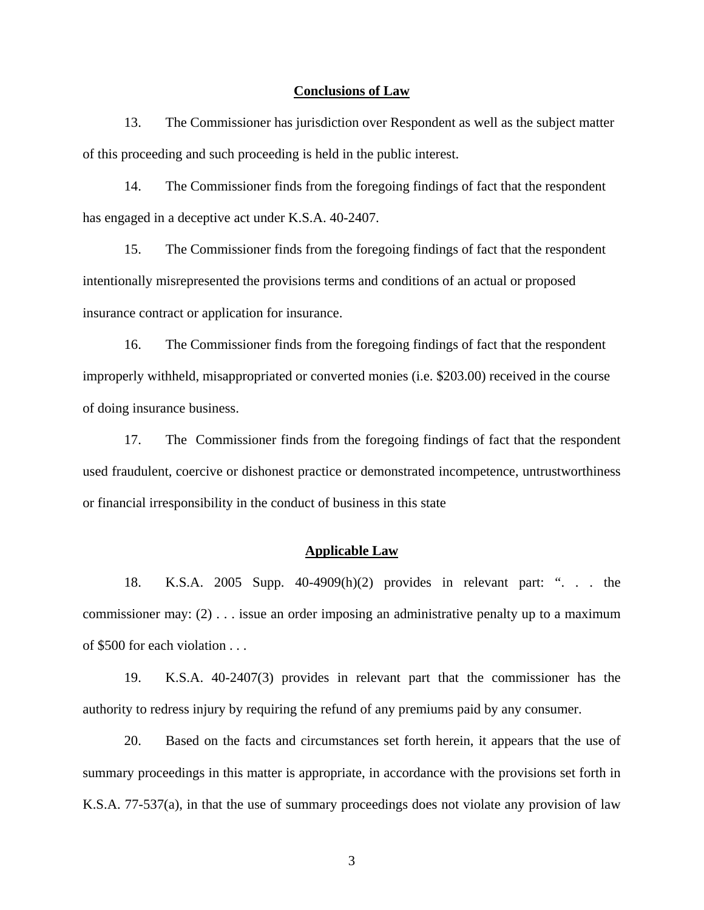**Conclusions of Law**

13. The Commissioner has jurisdiction over Respondent as well as the subject matter of this proceeding and such proceeding is held in the public interest.

14. The Commissioner finds from the foregoing findings of fact that the respondent has engaged in a deceptive act under K.S.A. 40-2407.

15. The Commissioner finds from the foregoing findings of fact that the respondent intentionally misrepresented the provisions terms and conditions of an actual or proposed insurance contract or application for insurance.

16. The Commissioner finds from the foregoing findings of fact that the respondent improperly withheld, misappropriated or converted monies (i.e. $203.00) received in the course of doing insurance business.

17. The Commissioner finds from the foregoing findings of fact that the respondent used fraudulent, coercive or dishonest practice or demonstrated incompetence, untrustworthiness or financial irresponsibility in the conduct of business in this state

**Applicable Law**

18. K.S.A. 2005 Supp. 40-4909(h)(2) provides in relevant part: ". . . the commissioner may: (2) . . . issue an order imposing an administrative penalty up to a maximum of $500 for each violation . . .

19. K.S.A. 40-2407(3) provides in relevant part that the commissioner has the authority to redress injury by requiring the refund of any premiums paid by any consumer.

20. Based on the facts and circumstances set forth herein, it appears that the use of summary proceedings in this matter is appropriate, in accordance with the provisions set forth in K.S.A. 77-537(a), in that the use of summary proceedings does not violate any provision of law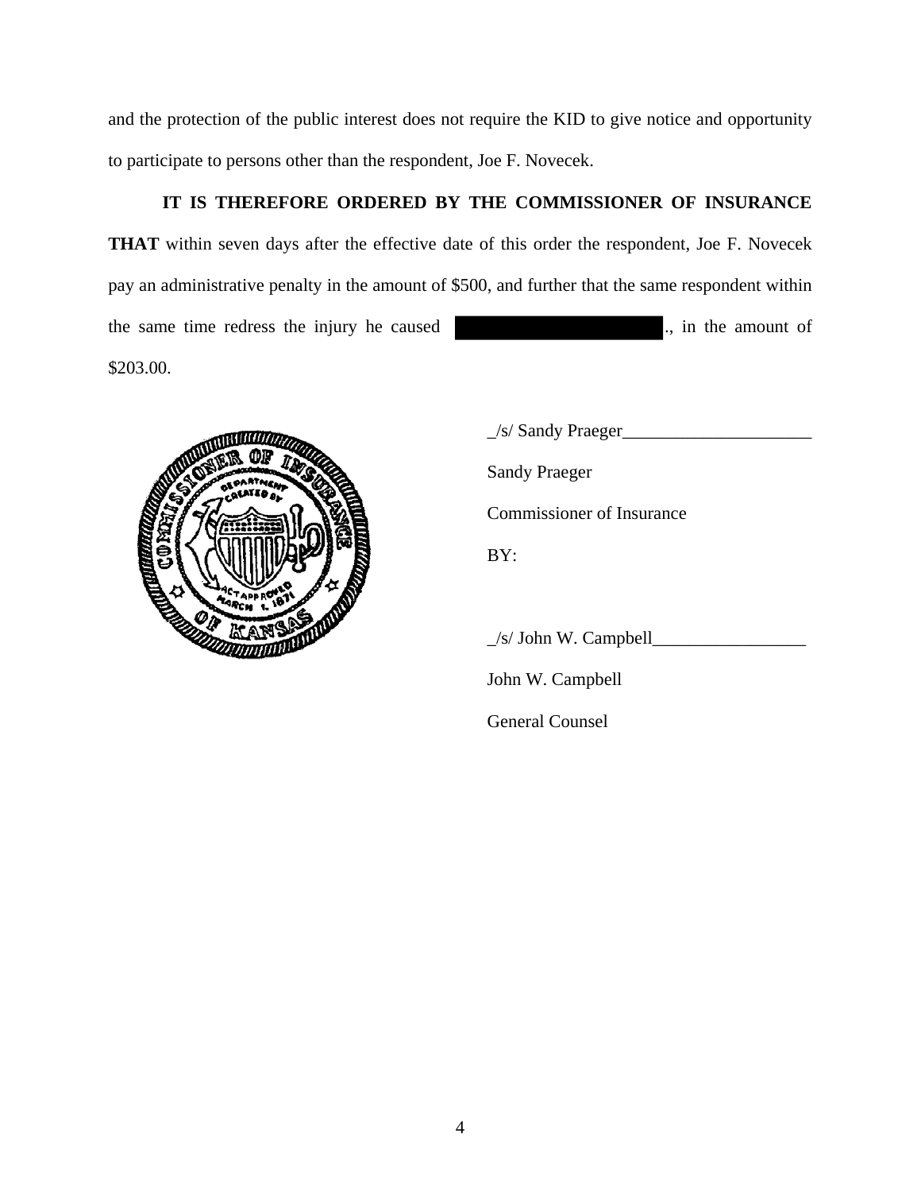and the protection of the public interest does not require the KID to give notice and opportunity to participate to persons other than the respondent, Joe F. Novecek.

**IT IS THEREFORE ORDERED BY THE COMMISSIONER OF INSURANCE THAT** within seven days after the effective date of this order the respondent, Joe F. Novecek pay an administrative penalty in the amount of $500, and further that the same respondent within the same time redress the injury he caused ███████████., in the amount of $203.00.

_/s/ Sandy Praeger_____________________

Sandy Praeger

Commissioner of Insurance

BY:

_/s/ John W. Campbell_________________

John W. Campbell

General Counsel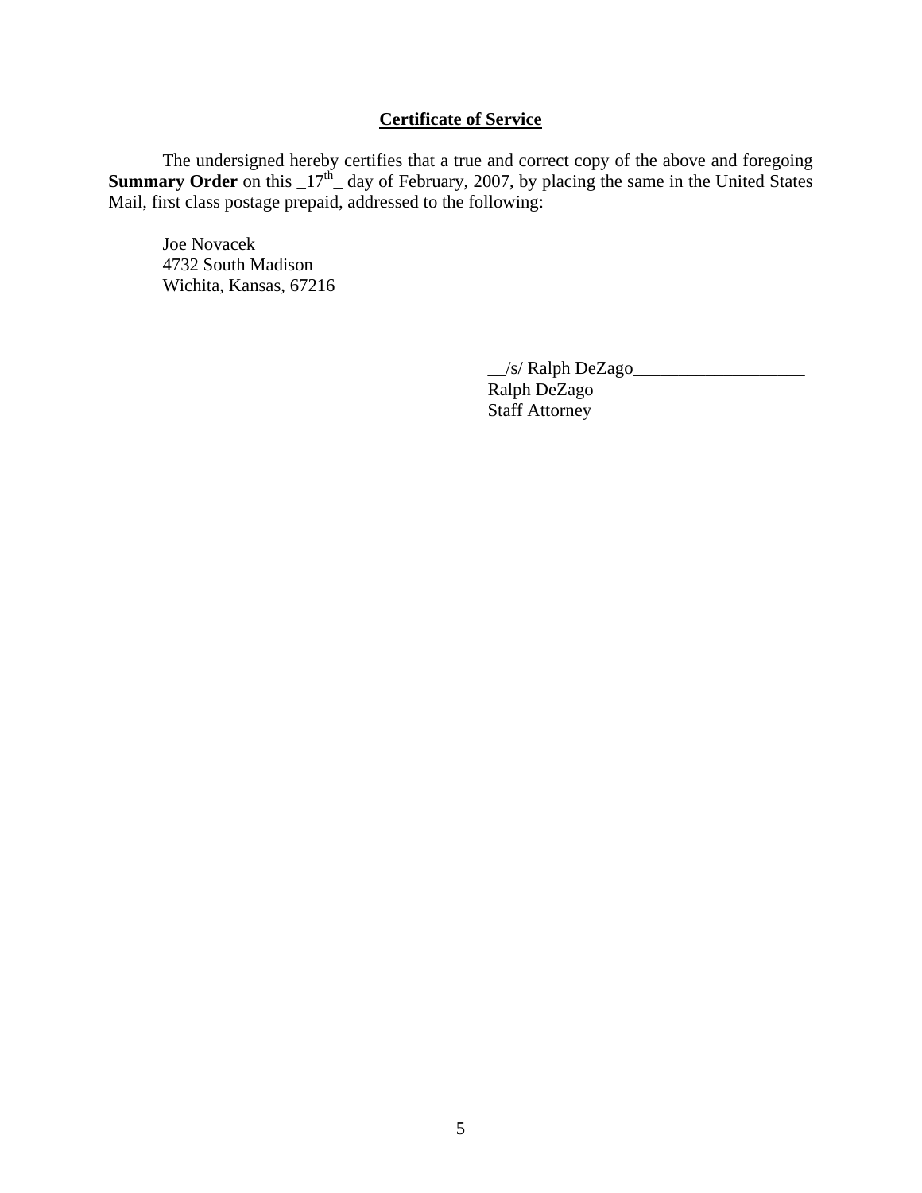**Certificate of Service**

The undersigned hereby certifies that a true and correct copy of the above and foregoing **Summary Order** on this _17th_ day of February, 2007, by placing the same in the United States Mail, first class postage prepaid, addressed to the following:

Joe Novacek
4732 South Madison
Wichita, Kansas, 67216

__/s/ Ralph DeZago___________________
Ralph DeZago
Staff Attorney